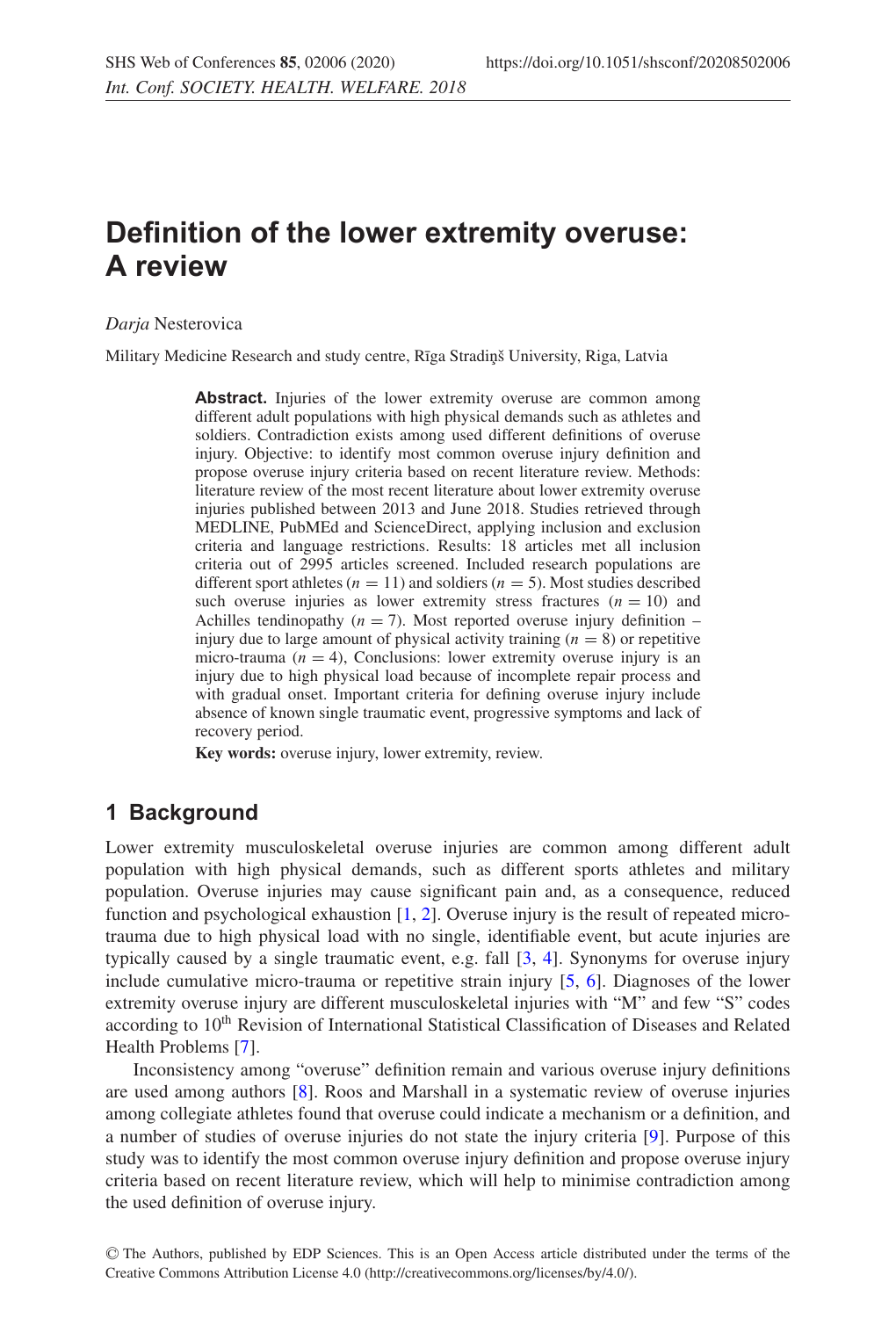# Definition of the lower extremity overuse: A review

*Darja* Nesterovica

Military Medicine Research and study centre, Rīga Stradiņš University, Riga, Latvia

**Abstract.** Injuries of the lower extremity overuse are common among different adult populations with high physical demands such as athletes and soldiers. Contradiction exists among used different definitions of overuse injury. Objective: to identify most common overuse injury definition and propose overuse injury criteria based on recent literature review. Methods: literature review of the most recent literature about lower extremity overuse injuries published between 2013 and June 2018. Studies retrieved through MEDLINE, PubMEd and ScienceDirect, applying inclusion and exclusion criteria and language restrictions. Results: 18 articles met all inclusion criteria out of 2995 articles screened. Included research populations are different sport athletes ($n = 11$) and soldiers ($n = 5$). Most studies described such overuse injuries as lower extremity stress fractures ($n = 10$) and Achilles tendinopathy ($n = 7$). Most reported overuse injury definition – injury due to large amount of physical activity training ($n = 8$) or repetitive micro-trauma ($n = 4$), Conclusions: lower extremity overuse injury is an injury due to high physical load because of incomplete repair process and with gradual onset. Important criteria for defining overuse injury include absence of known single traumatic event, progressive symptoms and lack of recovery period.

**Key words:** overuse injury, lower extremity, review.

## 1 Background

Lower extremity musculoskeletal overuse injuries are common among different adult population with high physical demands, such as different sports athletes and military population. Overuse injuries may cause significant pain and, as a consequence, reduced function and psychological exhaustion [1, 2]. Overuse injury is the result of repeated micro-trauma due to high physical load with no single, identifiable event, but acute injuries are typically caused by a single traumatic event, e.g. fall [3, 4]. Synonyms for overuse injury include cumulative micro-trauma or repetitive strain injury [5, 6]. Diagnoses of the lower extremity overuse injury are different musculoskeletal injuries with "M" and few "S" codes according to 10th Revision of International Statistical Classification of Diseases and Related Health Problems [7].

Inconsistency among "overuse" definition remain and various overuse injury definitions are used among authors [8]. Roos and Marshall in a systematic review of overuse injuries among collegiate athletes found that overuse could indicate a mechanism or a definition, and a number of studies of overuse injuries do not state the injury criteria [9]. Purpose of this study was to identify the most common overuse injury definition and propose overuse injury criteria based on recent literature review, which will help to minimise contradiction among the used definition of overuse injury.

© The Authors, published by EDP Sciences. This is an Open Access article distributed under the terms of the Creative Commons Attribution License 4.0 (http://creativecommons.org/licenses/by/4.0/).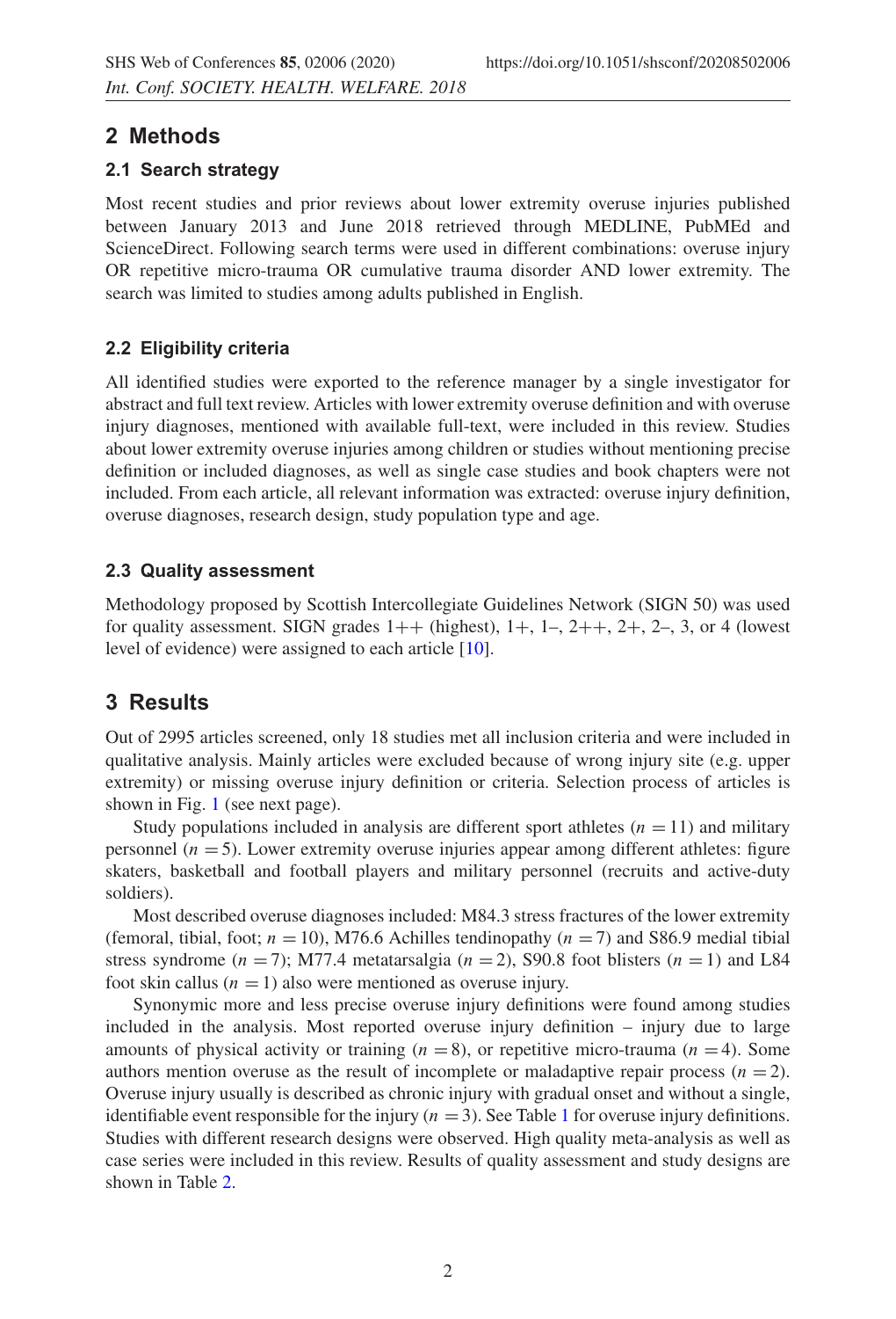## 2 Methods

### 2.1 Search strategy

Most recent studies and prior reviews about lower extremity overuse injuries published between January 2013 and June 2018 retrieved through MEDLINE, PubMEd and ScienceDirect. Following search terms were used in different combinations: overuse injury OR repetitive micro-trauma OR cumulative trauma disorder AND lower extremity. The search was limited to studies among adults published in English.

### 2.2 Eligibility criteria

All identified studies were exported to the reference manager by a single investigator for abstract and full text review. Articles with lower extremity overuse definition and with overuse injury diagnoses, mentioned with available full-text, were included in this review. Studies about lower extremity overuse injuries among children or studies without mentioning precise definition or included diagnoses, as well as single case studies and book chapters were not included. From each article, all relevant information was extracted: overuse injury definition, overuse diagnoses, research design, study population type and age.

### 2.3 Quality assessment

Methodology proposed by Scottish Intercollegiate Guidelines Network (SIGN 50) was used for quality assessment. SIGN grades 1++ (highest), 1+, 1–, 2++, 2+, 2–, 3, or 4 (lowest level of evidence) were assigned to each article [10].

## 3 Results

Out of 2995 articles screened, only 18 studies met all inclusion criteria and were included in qualitative analysis. Mainly articles were excluded because of wrong injury site (e.g. upper extremity) or missing overuse injury definition or criteria. Selection process of articles is shown in Fig. 1 (see next page).

Study populations included in analysis are different sport athletes ($n = 11$) and military personnel ($n = 5$). Lower extremity overuse injuries appear among different athletes: figure skaters, basketball and football players and military personnel (recruits and active-duty soldiers).

Most described overuse diagnoses included: M84.3 stress fractures of the lower extremity (femoral, tibial, foot; $n = 10$), M76.6 Achilles tendinopathy ($n = 7$) and S86.9 medial tibial stress syndrome ($n = 7$); M77.4 metatarsalgia ($n = 2$), S90.8 foot blisters ($n = 1$) and L84 foot skin callus ($n = 1$) also were mentioned as overuse injury.

Synonymic more and less precise overuse injury definitions were found among studies included in the analysis. Most reported overuse injury definition – injury due to large amounts of physical activity or training ($n = 8$), or repetitive micro-trauma ($n = 4$). Some authors mention overuse as the result of incomplete or maladaptive repair process ($n = 2$). Overuse injury usually is described as chronic injury with gradual onset and without a single, identifiable event responsible for the injury ($n = 3$). See Table 1 for overuse injury definitions. Studies with different research designs were observed. High quality meta-analysis as well as case series were included in this review. Results of quality assessment and study designs are shown in Table 2.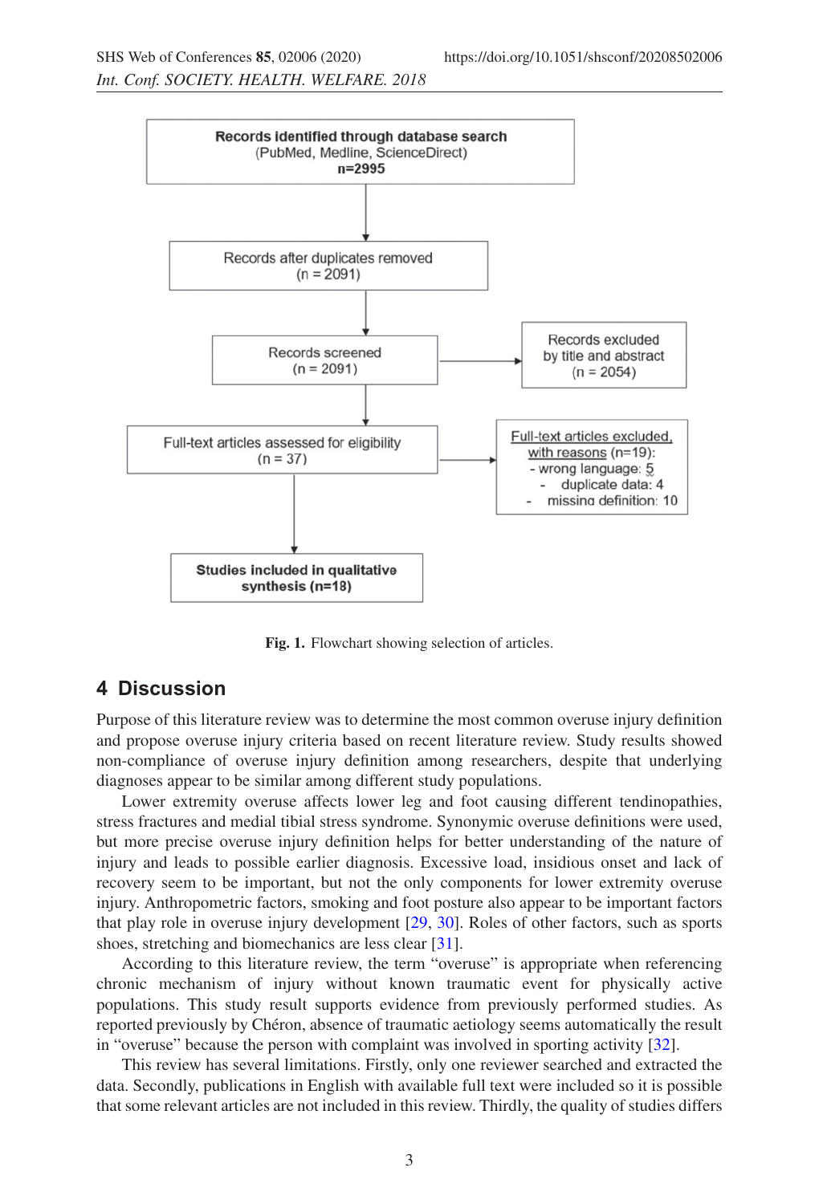Records identified through database search
(PubMed, Medline, ScienceDirect)
n=2995

Records after duplicates removed
(n = 2091)

Records screened
(n = 2091)

Records excluded
by title and abstract
(n = 2054)

Full-text articles assessed for eligibility
(n = 37)

Full-text articles excluded, with reasons (n=19):
- wrong language: 5
- duplicate data: 4
- missing definition: 10

Studies included in qualitative synthesis (n=18)

**Fig. 1.** Flowchart showing selection of articles.

## 4 Discussion

Purpose of this literature review was to determine the most common overuse injury definition and propose overuse injury criteria based on recent literature review. Study results showed non-compliance of overuse injury definition among researchers, despite that underlying diagnoses appear to be similar among different study populations.

Lower extremity overuse affects lower leg and foot causing different tendinopathies, stress fractures and medial tibial stress syndrome. Synonymic overuse definitions were used, but more precise overuse injury definition helps for better understanding of the nature of injury and leads to possible earlier diagnosis. Excessive load, insidious onset and lack of recovery seem to be important, but not the only components for lower extremity overuse injury. Anthropometric factors, smoking and foot posture also appear to be important factors that play role in overuse injury development [29, 30]. Roles of other factors, such as sports shoes, stretching and biomechanics are less clear [31].

According to this literature review, the term "overuse" is appropriate when referencing chronic mechanism of injury without known traumatic event for physically active populations. This study result supports evidence from previously performed studies. As reported previously by Chéron, absence of traumatic aetiology seems automatically the result in "overuse" because the person with complaint was involved in sporting activity [32].

This review has several limitations. Firstly, only one reviewer searched and extracted the data. Secondly, publications in English with available full text were included so it is possible that some relevant articles are not included in this review. Thirdly, the quality of studies differs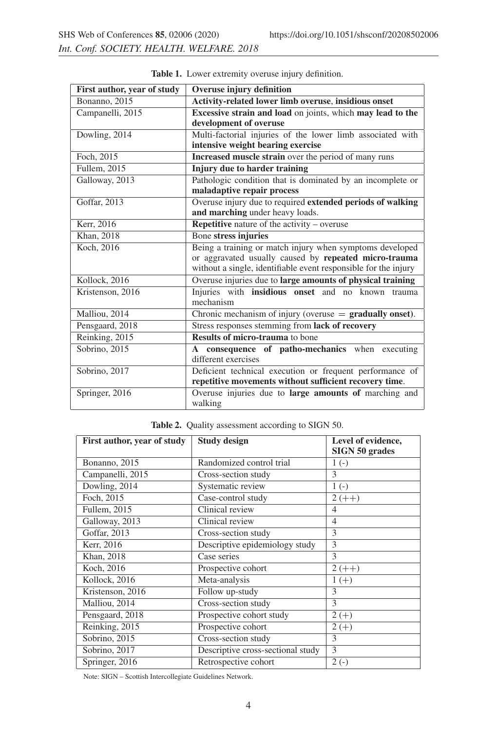**Table 1.** Lower extremity overuse injury definition.

| First author, year of study | Overuse injury definition |
|---|---|
| Bonanno, 2015 | **Activity-related lower limb overuse**, **insidious onset** |
| Campanelli, 2015 | **Excessive strain and load** on joints, which **may lead to the development of overuse** |
| Dowling, 2014 | Multi-factorial injuries of the lower limb associated with **intensive weight bearing exercise** |
| Foch, 2015 | **Increased muscle strain** over the period of many runs |
| Fullem, 2015 | **Injury due to harder training** |
| Galloway, 2013 | Pathologic condition that is dominated by an incomplete or **maladaptive repair process** |
| Goffar, 2013 | Overuse injury due to required **extended periods of walking and marching** under heavy loads. |
| Kerr, 2016 | **Repetitive** nature of the activity – overuse |
| Khan, 2018 | Bone **stress injuries** |
| Koch, 2016 | Being a training or match injury when symptoms developed or aggravated usually caused by **repeated micro-trauma** without a single, identifiable event responsible for the injury |
| Kollock, 2016 | Overuse injuries due to **large amounts of physical training** |
| Kristenson, 2016 | Injuries with **insidious onset** and no known trauma mechanism |
| Malliou, 2014 | Chronic mechanism of injury (overuse = **gradually onset**). |
| Pensgaard, 2018 | Stress responses stemming from **lack of recovery** |
| Reinking, 2015 | **Results of micro-trauma** to bone |
| Sobrino, 2015 | **A consequence of patho-mechanics** when executing different exercises |
| Sobrino, 2017 | Deficient technical execution or frequent performance of **repetitive movements without sufficient recovery time**. |
| Springer, 2016 | Overuse injuries due to **large amounts of** marching and walking |

**Table 2.** Quality assessment according to SIGN 50.

| First author, year of study | Study design | Level of evidence, SIGN 50 grades |
|---|---|---|
| Bonanno, 2015 | Randomized control trial | 1 (-) |
| Campanelli, 2015 | Cross-section study | 3 |
| Dowling, 2014 | Systematic review | 1 (-) |
| Foch, 2015 | Case-control study | 2 (++) |
| Fullem, 2015 | Clinical review | 4 |
| Galloway, 2013 | Clinical review | 4 |
| Goffar, 2013 | Cross-section study | 3 |
| Kerr, 2016 | Descriptive epidemiology study | 3 |
| Khan, 2018 | Case series | 3 |
| Koch, 2016 | Prospective cohort | 2 (++) |
| Kollock, 2016 | Meta-analysis | 1 (+) |
| Kristenson, 2016 | Follow up-study | 3 |
| Malliou, 2014 | Cross-section study | 3 |
| Pensgaard, 2018 | Prospective cohort study | 2 (+) |
| Reinking, 2015 | Prospective cohort | 2 (+) |
| Sobrino, 2015 | Cross-section study | 3 |
| Sobrino, 2017 | Descriptive cross-sectional study | 3 |
| Springer, 2016 | Retrospective cohort | 2 (-) |

Note: SIGN – Scottish Intercollegiate Guidelines Network.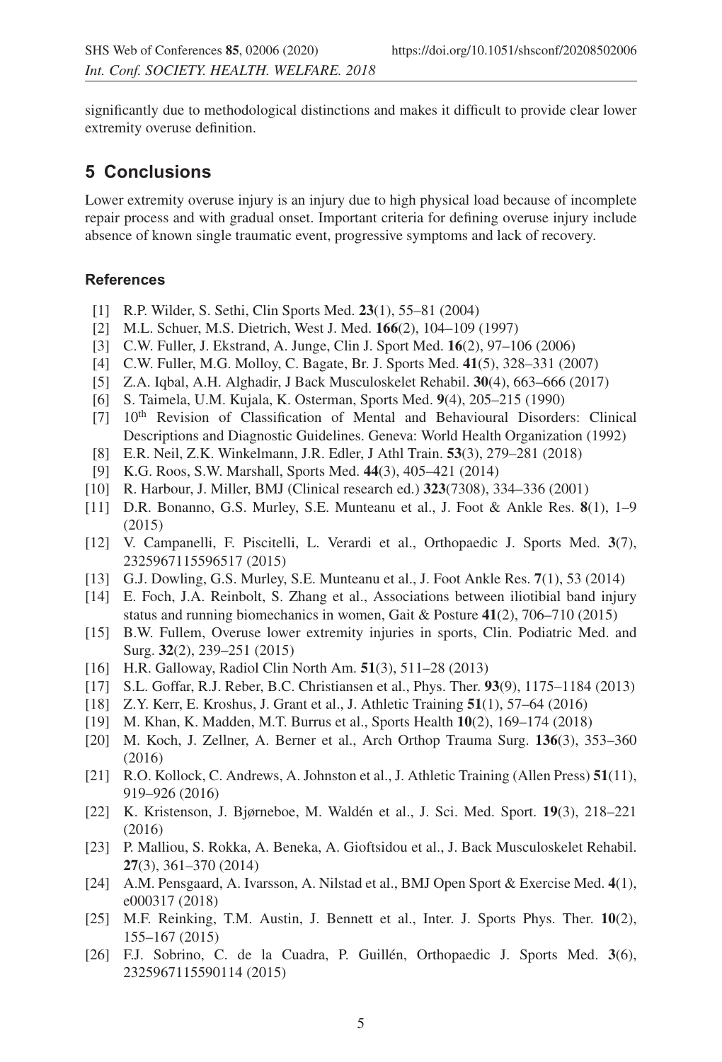significantly due to methodological distinctions and makes it difficult to provide clear lower extremity overuse definition.

## 5 Conclusions

Lower extremity overuse injury is an injury due to high physical load because of incomplete repair process and with gradual onset. Important criteria for defining overuse injury include absence of known single traumatic event, progressive symptoms and lack of recovery.

### References

[1] R.P. Wilder, S. Sethi, Clin Sports Med. **23**(1), 55–81 (2004)

[2] M.L. Schuer, M.S. Dietrich, West J. Med. **166**(2), 104–109 (1997)

[3] C.W. Fuller, J. Ekstrand, A. Junge, Clin J. Sport Med. **16**(2), 97–106 (2006)

[4] C.W. Fuller, M.G. Molloy, C. Bagate, Br. J. Sports Med. **41**(5), 328–331 (2007)

[5] Z.A. Iqbal, A.H. Alghadir, J Back Musculoskelet Rehabil. **30**(4), 663–666 (2017)

[6] S. Taimela, U.M. Kujala, K. Osterman, Sports Med. **9**(4), 205–215 (1990)

[7] 10th Revision of Classification of Mental and Behavioural Disorders: Clinical Descriptions and Diagnostic Guidelines. Geneva: World Health Organization (1992)

[8] E.R. Neil, Z.K. Winkelmann, J.R. Edler, J Athl Train. **53**(3), 279–281 (2018)

[9] K.G. Roos, S.W. Marshall, Sports Med. **44**(3), 405–421 (2014)

[10] R. Harbour, J. Miller, BMJ (Clinical research ed.) **323**(7308), 334–336 (2001)

[11] D.R. Bonanno, G.S. Murley, S.E. Munteanu et al., J. Foot & Ankle Res. **8**(1), 1–9 (2015)

[12] V. Campanelli, F. Piscitelli, L. Verardi et al., Orthopaedic J. Sports Med. **3**(7), 2325967115596517 (2015)

[13] G.J. Dowling, G.S. Murley, S.E. Munteanu et al., J. Foot Ankle Res. **7**(1), 53 (2014)

[14] E. Foch, J.A. Reinbolt, S. Zhang et al., Associations between iliotibial band injury status and running biomechanics in women, Gait & Posture **41**(2), 706–710 (2015)

[15] B.W. Fullem, Overuse lower extremity injuries in sports, Clin. Podiatric Med. and Surg. **32**(2), 239–251 (2015)

[16] H.R. Galloway, Radiol Clin North Am. **51**(3), 511–28 (2013)

[17] S.L. Goffar, R.J. Reber, B.C. Christiansen et al., Phys. Ther. **93**(9), 1175–1184 (2013)

[18] Z.Y. Kerr, E. Kroshus, J. Grant et al., J. Athletic Training **51**(1), 57–64 (2016)

[19] M. Khan, K. Madden, M.T. Burrus et al., Sports Health **10**(2), 169–174 (2018)

[20] M. Koch, J. Zellner, A. Berner et al., Arch Orthop Trauma Surg. **136**(3), 353–360 (2016)

[21] R.O. Kollock, C. Andrews, A. Johnston et al., J. Athletic Training (Allen Press) **51**(11), 919–926 (2016)

[22] K. Kristenson, J. Bjørneboe, M. Waldén et al., J. Sci. Med. Sport. **19**(3), 218–221 (2016)

[23] P. Malliou, S. Rokka, A. Beneka, A. Gioftsidou et al., J. Back Musculoskelet Rehabil. **27**(3), 361–370 (2014)

[24] A.M. Pensgaard, A. Ivarsson, A. Nilstad et al., BMJ Open Sport & Exercise Med. **4**(1), e000317 (2018)

[25] M.F. Reinking, T.M. Austin, J. Bennett et al., Inter. J. Sports Phys. Ther. **10**(2), 155–167 (2015)

[26] F.J. Sobrino, C. de la Cuadra, P. Guillén, Orthopaedic J. Sports Med. **3**(6), 2325967115590114 (2015)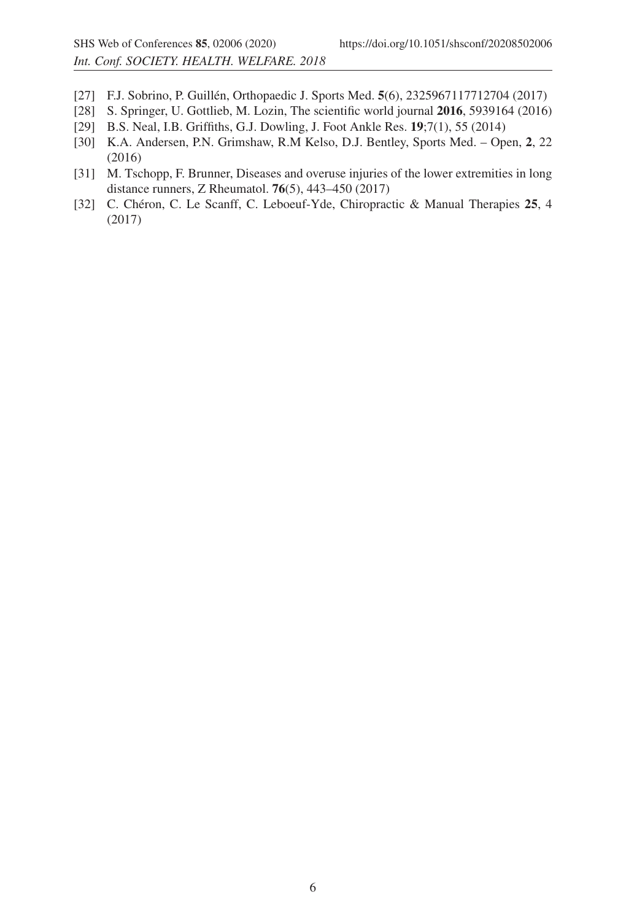[27] F.J. Sobrino, P. Guillén, Orthopaedic J. Sports Med. **5**(6), 2325967117712704 (2017)

[28] S. Springer, U. Gottlieb, M. Lozin, The scientific world journal **2016**, 5939164 (2016)

[29] B.S. Neal, I.B. Griffiths, G.J. Dowling, J. Foot Ankle Res. **19**;7(1), 55 (2014)

[30] K.A. Andersen, P.N. Grimshaw, R.M Kelso, D.J. Bentley, Sports Med. – Open, **2**, 22 (2016)

[31] M. Tschopp, F. Brunner, Diseases and overuse injuries of the lower extremities in long distance runners, Z Rheumatol. **76**(5), 443–450 (2017)

[32] C. Chéron, C. Le Scanff, C. Leboeuf-Yde, Chiropractic & Manual Therapies **25**, 4 (2017)